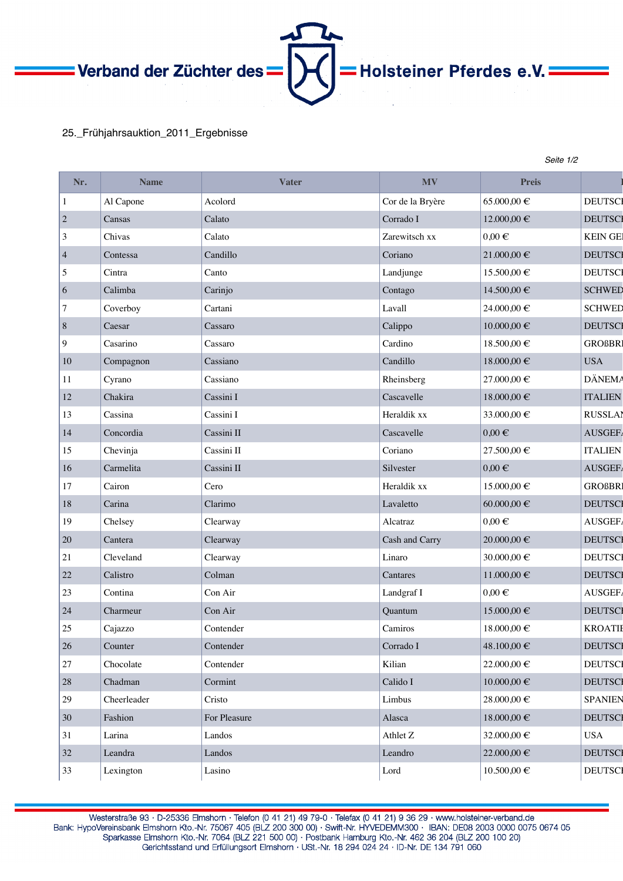Verband der Züchter des Holsteiner Pferdes e.V.

25._Frühjahrsauktion_2011_Ergebnisse

| Nr. | Name | Vater | MV | Preis | I |
|---|---|---|---|---|---|
| 1 | Al Capone | Acolord | Cor de la Bryère | 65.000,00 € | DEUTSCI |
| 2 | Cansas | Calato | Corrado I | 12.000,00 € | DEUTSCI |
| 3 | Chivas | Calato | Zarewitsch xx | 0,00 € | KEIN GE |
| 4 | Contessa | Candillo | Coriano | 21.000,00 € | DEUTSCI |
| 5 | Cintra | Canto | Landjunge | 15.500,00 € | DEUTSCI |
| 6 | Calimba | Carinjo | Contago | 14.500,00 € | SCHWED |
| 7 | Coverboy | Cartani | Lavall | 24.000,00 € | SCHWED |
| 8 | Caesar | Cassaro | Calippo | 10.000,00 € | DEUTSCI |
| 9 | Casarino | Cassaro | Cardino | 18.500,00 € | GROßBRI |
| 10 | Compagnon | Cassiano | Candillo | 18.000,00 € | USA |
| 11 | Cyrano | Cassiano | Rheinsberg | 27.000,00 € | DÄNEMA |
| 12 | Chakira | Cassini I | Cascavelle | 18.000,00 € | ITALIEN |
| 13 | Cassina | Cassini I | Heraldik xx | 33.000,00 € | RUSSLAN |
| 14 | Concordia | Cassini II | Cascavelle | 0,00 € | AUSGEFA |
| 15 | Chevinja | Cassini II | Coriano | 27.500,00 € | ITALIEN |
| 16 | Carmelita | Cassini II | Silvester | 0,00 € | AUSGEFA |
| 17 | Cairon | Cero | Heraldik xx | 15.000,00 € | GROßBRI |
| 18 | Carina | Clarimo | Lavaletto | 60.000,00 € | DEUTSCI |
| 19 | Chelsey | Clearway | Alcatraz | 0,00 € | AUSGEFA |
| 20 | Cantera | Clearway | Cash and Carry | 20.000,00 € | DEUTSCI |
| 21 | Cleveland | Clearway | Linaro | 30.000,00 € | DEUTSCI |
| 22 | Calistro | Colman | Cantares | 11.000,00 € | DEUTSCI |
| 23 | Contina | Con Air | Landgraf I | 0,00 € | AUSGEFA |
| 24 | Charmeur | Con Air | Quantum | 15.000,00 € | DEUTSCI |
| 25 | Cajazzo | Contender | Camiros | 18.000,00 € | KROATIE |
| 26 | Counter | Contender | Corrado I | 48.100,00 € | DEUTSCI |
| 27 | Chocolate | Contender | Kilian | 22.000,00 € | DEUTSCI |
| 28 | Chadman | Cormint | Calido I | 10.000,00 € | DEUTSCI |
| 29 | Cheerleader | Cristo | Limbus | 28.000,00 € | SPANIEN |
| 30 | Fashion | For Pleasure | Alasca | 18.000,00 € | DEUTSCI |
| 31 | Larina | Landos | Athlet Z | 32.000,00 € | USA |
| 32 | Leandra | Landos | Leandro | 22.000,00 € | DEUTSCI |
| 33 | Lexington | Lasino | Lord | 10.500,00 € | DEUTSCI |

Westerstraße 93 · D-25336 Elmshorn · Telefon (0 41 21) 49 79-0 · Telefax (0 41 21) 9 36 29 · www.holsteiner-verband.de
Bank: HypoVereinsbank Elmshorn Kto.-Nr. 75067 405 (BLZ 200 300 00) · Swift-Nr. HYVEDEMM300 · IBAN: DE08 2003 0000 0075 0674 05
Sparkasse Elmshorn Kto.-Nr. 7064 (BLZ 221 500 00) · Postbank Hamburg Kto.-Nr. 462 36 204 (BLZ 200 100 20)
Gerichtsstand und Erfüllungsort Elmshorn · USt.-Nr. 18 294 024 24 · ID-Nr. DE 134 791 060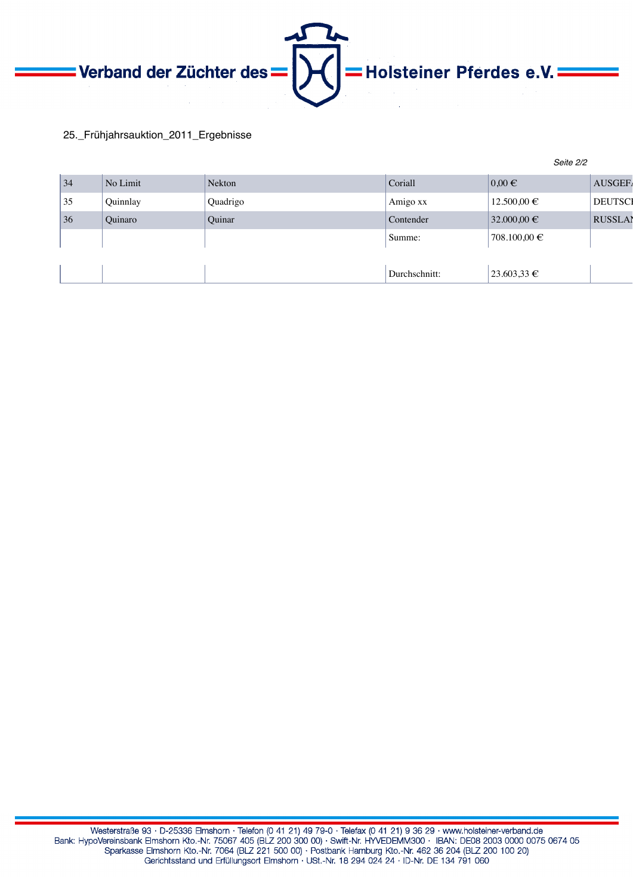25._Frühjahrsauktion_2011_Ergebnisse

| | | | | | |
|---|---|---|---|---|---|
| 34 | No Limit | Nekton | Coriall | 0,00 € | AUSGEF |
| 35 | Quinnlay | Quadrigo | Amigo xx | 12.500,00 € | DEUTSC |
| 36 | Quinaro | Quinar | Contender | 32.000,00 € | RUSSLAN |
| | | | Summe: | 708.100,00 € | |
| | | | Durchschnitt: | 23.603,33 € | |